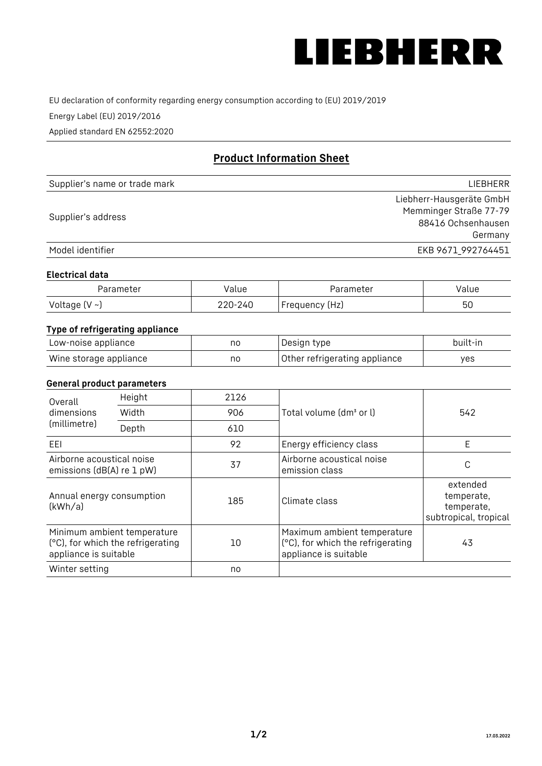LIEBHERR

EU declaration of conformity regarding energy consumption according to (EU) 2019/2019

Energy Label (EU) 2019/2016

Applied standard EN 62552:2020

## Product Information Sheet

| | |
|---|---|
| Supplier's name or trade mark | LIEBHERR |
| Supplier's address | Liebherr-Hausgeräte GmbH<br>Memminger Straße 77-79<br>88416 Ochsenhausen<br>Germany |
| Model identifier | EKB 9671_992764451 |

### Electrical data

| Parameter | Value | Parameter | Value |
|---|---|---|---|
| Voltage (V ~) | 220-240 | Frequency (Hz) | 50 |

### Type of refrigerating appliance

| | | | |
|---|---|---|---|
| Low-noise appliance | no | Design type | built-in |
| Wine storage appliance | no | Other refrigerating appliance | yes |

### General product parameters

| | | | | |
|---|---|---|---|---|
| Overall dimensions (millimetre) | Height | 2126 | Total volume (dm³ or l) | 542 |
| | Width | 906 | | |
| | Depth | 610 | | |
| EEI | | 92 | Energy efficiency class | E |
| Airborne acoustical noise emissions (dB(A) re 1 pW) | | 37 | Airborne acoustical noise emission class | C |
| Annual energy consumption (kWh/a) | | 185 | Climate class | extended temperate, temperate, subtropical, tropical |
| Minimum ambient temperature (°C), for which the refrigerating appliance is suitable | | 10 | Maximum ambient temperature (°C), for which the refrigerating appliance is suitable | 43 |
| Winter setting | | no | | |

17.03.2022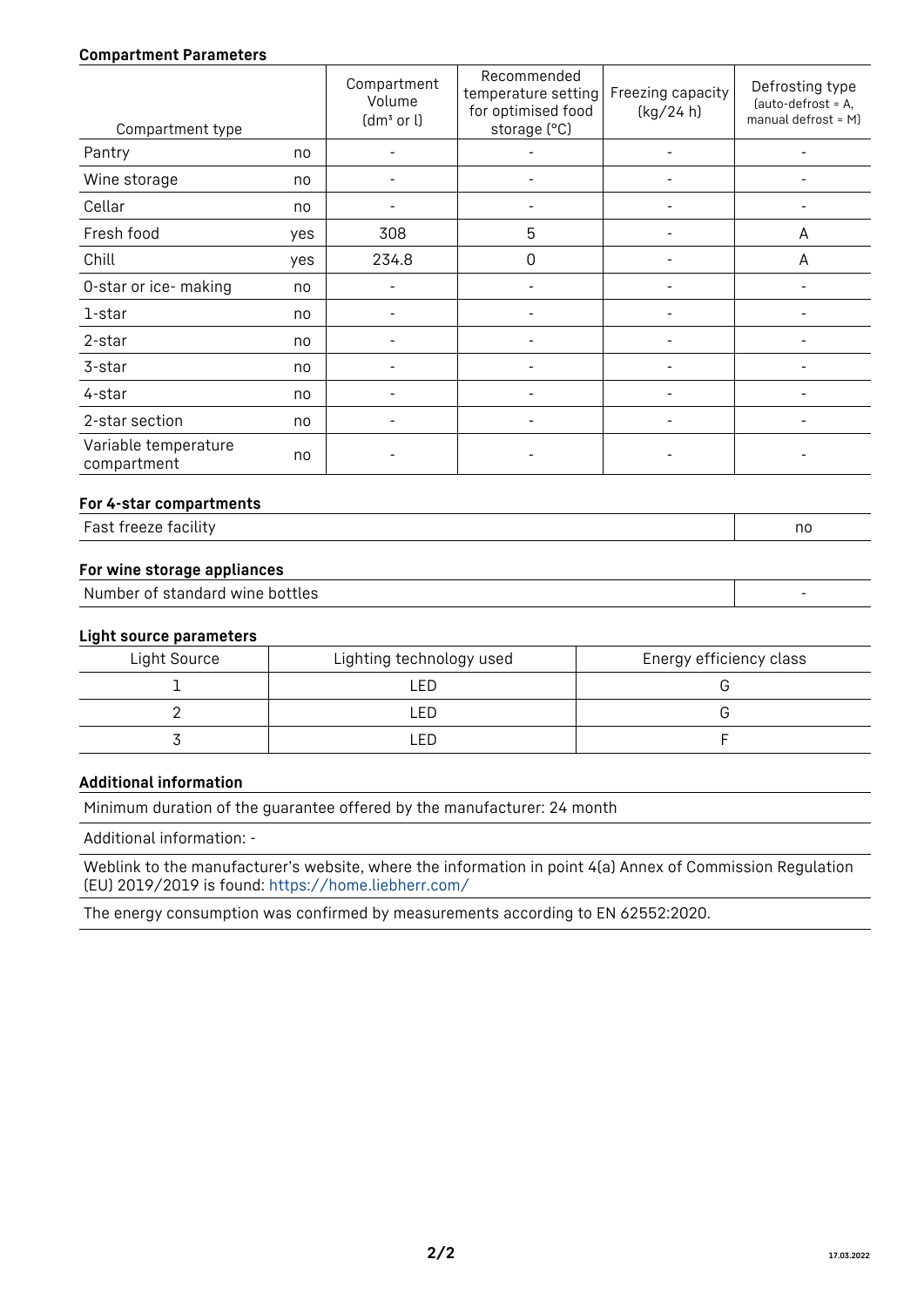**Compartment Parameters**

| Compartment type | | Compartment Volume (dm³ or l) | Recommended temperature setting for optimised food storage (°C) | Freezing capacity (kg/24 h) | Defrosting type (auto-defrost = A, manual defrost = M) |
|---|---|---|---|---|---|
| Pantry | no | - | - | - | - |
| Wine storage | no | - | - | - | - |
| Cellar | no | - | - | - | - |
| Fresh food | yes | 308 | 5 | - | A |
| Chill | yes | 234.8 | 0 | - | A |
| 0-star or ice- making | no | - | - | - | - |
| 1-star | no | - | - | - | - |
| 2-star | no | - | - | - | - |
| 3-star | no | - | - | - | - |
| 4-star | no | - | - | - | - |
| 2-star section | no | - | - | - | - |
| Variable temperature compartment | no | - | - | - | - |

**For 4-star compartments**

| | |
|---|---|
| Fast freeze facility | no |

**For wine storage appliances**

| | |
|---|---|
| Number of standard wine bottles | - |

**Light source parameters**

| Light Source | Lighting technology used | Energy efficiency class |
|---|---|---|
| 1 | LED | G |
| 2 | LED | G |
| 3 | LED | F |

**Additional information**

Minimum duration of the guarantee offered by the manufacturer: 24 month

Additional information: -

Weblink to the manufacturer's website, where the information in point 4(a) Annex of Commission Regulation (EU) 2019/2019 is found: https://home.liebherr.com/

The energy consumption was confirmed by measurements according to EN 62552:2020.

17.03.2022